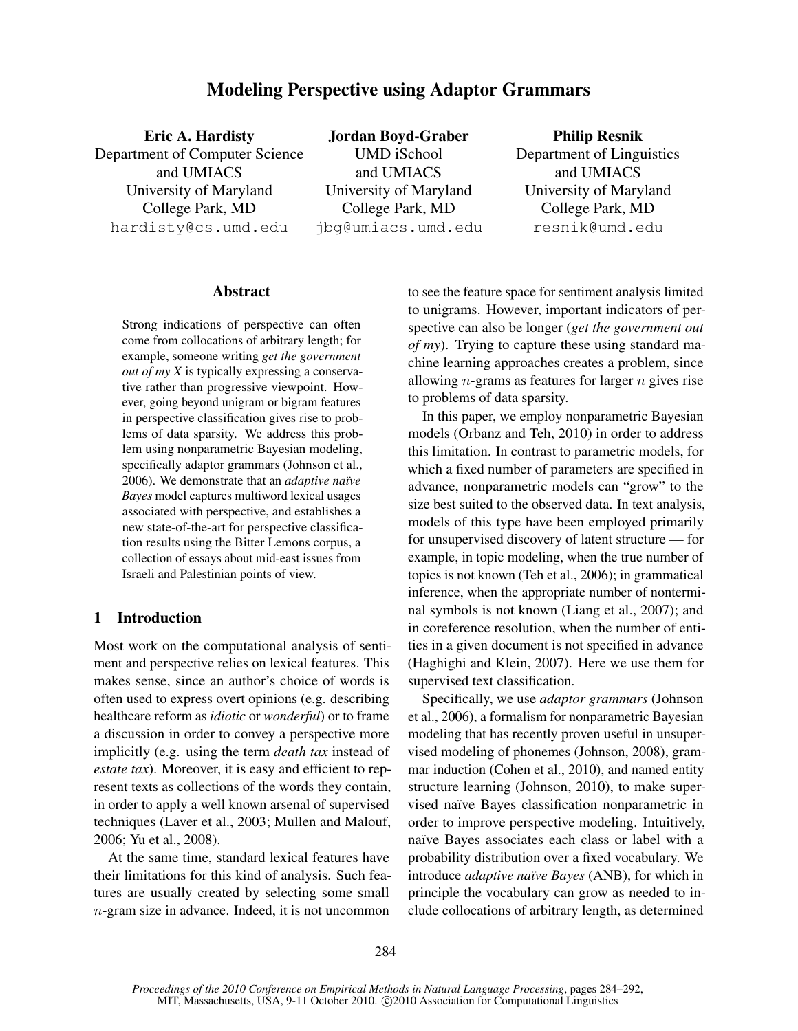# Modeling Perspective using Adaptor Grammars

**Eric A. Hardisty**
Department of Computer Science and UMIACS
University of Maryland
College Park, MD
hardisty@cs.umd.edu

**Jordan Boyd-Graber**
UMD iSchool and UMIACS
University of Maryland
College Park, MD
jbg@umiacs.umd.edu

**Philip Resnik**
Department of Linguistics and UMIACS
University of Maryland
College Park, MD
resnik@umd.edu

## Abstract

Strong indications of perspective can often come from collocations of arbitrary length; for example, someone writing *get the government out of my X* is typically expressing a conservative rather than progressive viewpoint. However, going beyond unigram or bigram features in perspective classification gives rise to problems of data sparsity. We address this problem using nonparametric Bayesian modeling, specifically adaptor grammars (Johnson et al., 2006). We demonstrate that an *adaptive naïve Bayes* model captures multiword lexical usages associated with perspective, and establishes a new state-of-the-art for perspective classification results using the Bitter Lemons corpus, a collection of essays about mid-east issues from Israeli and Palestinian points of view.

## 1 Introduction

Most work on the computational analysis of sentiment and perspective relies on lexical features. This makes sense, since an author's choice of words is often used to express overt opinions (e.g. describing healthcare reform as *idiotic* or *wonderful*) or to frame a discussion in order to convey a perspective more implicitly (e.g. using the term *death tax* instead of *estate tax*). Moreover, it is easy and efficient to represent texts as collections of the words they contain, in order to apply a well known arsenal of supervised techniques (Laver et al., 2003; Mullen and Malouf, 2006; Yu et al., 2008).

At the same time, standard lexical features have their limitations for this kind of analysis. Such features are usually created by selecting some small $n$-gram size in advance. Indeed, it is not uncommon to see the feature space for sentiment analysis limited to unigrams. However, important indicators of perspective can also be longer (*get the government out of my*). Trying to capture these using standard machine learning approaches creates a problem, since allowing $n$-grams as features for larger $n$ gives rise to problems of data sparsity.

In this paper, we employ nonparametric Bayesian models (Orbanz and Teh, 2010) in order to address this limitation. In contrast to parametric models, for which a fixed number of parameters are specified in advance, nonparametric models can "grow" to the size best suited to the observed data. In text analysis, models of this type have been employed primarily for unsupervised discovery of latent structure — for example, in topic modeling, when the true number of topics is not known (Teh et al., 2006); in grammatical inference, when the appropriate number of nonterminal symbols is not known (Liang et al., 2007); and in coreference resolution, when the number of entities in a given document is not specified in advance (Haghighi and Klein, 2007). Here we use them for supervised text classification.

Specifically, we use *adaptor grammars* (Johnson et al., 2006), a formalism for nonparametric Bayesian modeling that has recently proven useful in unsupervised modeling of phonemes (Johnson, 2008), grammar induction (Cohen et al., 2010), and named entity structure learning (Johnson, 2010), to make supervised naïve Bayes classification nonparametric in order to improve perspective modeling. Intuitively, naïve Bayes associates each class or label with a probability distribution over a fixed vocabulary. We introduce *adaptive naïve Bayes* (ANB), for which in principle the vocabulary can grow as needed to include collocations of arbitrary length, as determined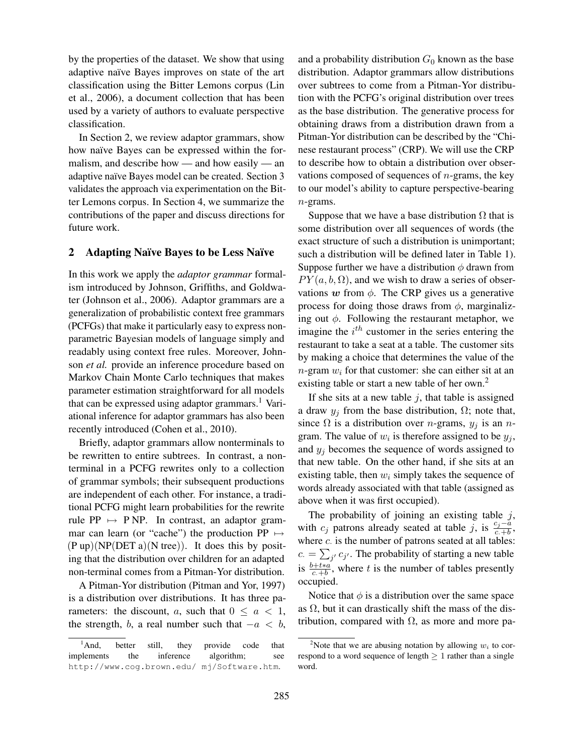by the properties of the dataset. We show that using adaptive naïve Bayes improves on state of the art classification using the Bitter Lemons corpus (Lin et al., 2006), a document collection that has been used by a variety of authors to evaluate perspective classification.

In Section 2, we review adaptor grammars, show how naïve Bayes can be expressed within the formalism, and describe how — and how easily — an adaptive naïve Bayes model can be created. Section 3 validates the approach via experimentation on the Bitter Lemons corpus. In Section 4, we summarize the contributions of the paper and discuss directions for future work.

## 2 Adapting Naïve Bayes to be Less Naïve

In this work we apply the *adaptor grammar* formalism introduced by Johnson, Griffiths, and Goldwater (Johnson et al., 2006). Adaptor grammars are a generalization of probabilistic context free grammars (PCFGs) that make it particularly easy to express nonparametric Bayesian models of language simply and readably using context free rules. Moreover, Johnson *et al.* provide an inference procedure based on Markov Chain Monte Carlo techniques that makes parameter estimation straightforward for all models that can be expressed using adaptor grammars.[1] Variational inference for adaptor grammars has also been recently introduced (Cohen et al., 2010).

Briefly, adaptor grammars allow nonterminals to be rewritten to entire subtrees. In contrast, a nonterminal in a PCFG rewrites only to a collection of grammar symbols; their subsequent productions are independent of each other. For instance, a traditional PCFG might learn probabilities for the rewrite rule PP $\mapsto$ P NP. In contrast, an adaptor grammar can learn (or "cache") the production PP $\mapsto$ (P up)(NP(DET a)(N tree)). It does this by positing that the distribution over children for an adapted non-terminal comes from a Pitman-Yor distribution.

A Pitman-Yor distribution (Pitman and Yor, 1997) is a distribution over distributions. It has three parameters: the discount, $a$, such that $0 \leq a < 1$, the strength, $b$, a real number such that $-a < b$, and a probability distribution $G_0$ known as the base distribution. Adaptor grammars allow distributions over subtrees to come from a Pitman-Yor distribution with the PCFG's original distribution over trees as the base distribution. The generative process for obtaining draws from a distribution drawn from a Pitman-Yor distribution can be described by the "Chinese restaurant process" (CRP). We will use the CRP to describe how to obtain a distribution over observations composed of sequences of $n$-grams, the key to our model's ability to capture perspective-bearing $n$-grams.

Suppose that we have a base distribution $\Omega$ that is some distribution over all sequences of words (the exact structure of such a distribution is unimportant; such a distribution will be defined later in Table 1). Suppose further we have a distribution $\phi$ drawn from $PY(a, b, \Omega)$, and we wish to draw a series of observations $\boldsymbol{w}$ from $\phi$. The CRP gives us a generative process for doing those draws from $\phi$, marginalizing out $\phi$. Following the restaurant metaphor, we imagine the $i^{th}$ customer in the series entering the restaurant to take a seat at a table. The customer sits by making a choice that determines the value of the $n$-gram $w_i$ for that customer: she can either sit at an existing table or start a new table of her own.[2]

If she sits at a new table $j$, that table is assigned a draw $y_j$ from the base distribution, $\Omega$; note that, since $\Omega$ is a distribution over $n$-grams, $y_j$ is an $n$-gram. The value of $w_i$ is therefore assigned to be $y_j$, and $y_j$ becomes the sequence of words assigned to that new table. On the other hand, if she sits at an existing table, then $w_i$ simply takes the sequence of words already associated with that table (assigned as above when it was first occupied).

The probability of joining an existing table $j$, with $c_j$ patrons already seated at table $j$, is $\frac{c_j - a}{c_\cdot + b}$, where $c_\cdot$ is the number of patrons seated at all tables: $c_\cdot = \sum_{j'} c_{j'}$. The probability of starting a new table is $\frac{b + t * a}{c_\cdot + b}$, where $t$ is the number of tables presently occupied.

Notice that $\phi$ is a distribution over the same space as $\Omega$, but it can drastically shift the mass of the distribution, compared with $\Omega$, as more and more pa-

[1] And, better still, they provide code that implements the inference algorithm; see http://www.cog.brown.edu/ mj/Software.htm.

[2] Note that we are abusing notation by allowing $w_i$ to correspond to a word sequence of length $\geq 1$ rather than a single word.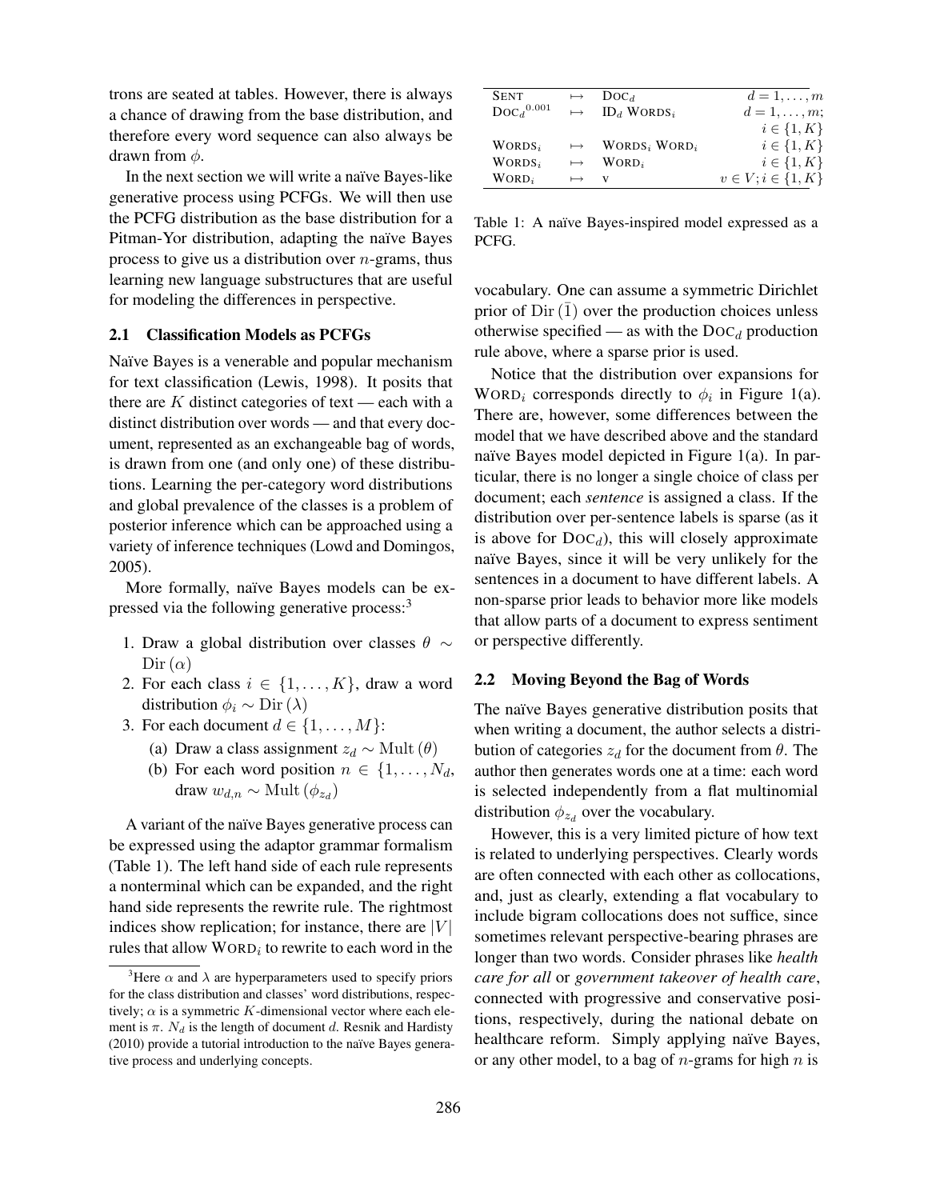trons are seated at tables. However, there is always a chance of drawing from the base distribution, and therefore every word sequence can also always be drawn from $\phi$.

In the next section we will write a naïve Bayes-like generative process using PCFGs. We will then use the PCFG distribution as the base distribution for a Pitman-Yor distribution, adapting the naïve Bayes process to give us a distribution over $n$-grams, thus learning new language substructures that are useful for modeling the differences in perspective.

### 2.1 Classification Models as PCFGs

Naïve Bayes is a venerable and popular mechanism for text classification (Lewis, 1998). It posits that there are $K$ distinct categories of text — each with a distinct distribution over words — and that every document, represented as an exchangeable bag of words, is drawn from one (and only one) of these distributions. Learning the per-category word distributions and global prevalence of the classes is a problem of posterior inference which can be approached using a variety of inference techniques (Lowd and Domingos, 2005).

More formally, naïve Bayes models can be expressed via the following generative process:[3]

1. Draw a global distribution over classes $\theta \sim \mathrm{Dir}(\alpha)$
2. For each class $i \in \{1, \ldots, K\}$, draw a word distribution $\phi_i \sim \mathrm{Dir}(\lambda)$
3. For each document $d \in \{1, \ldots, M\}$:
   (a) Draw a class assignment $z_d \sim \mathrm{Mult}(\theta)$
   (b) For each word position $n \in \{1, \ldots, N_d$, draw $w_{d,n} \sim \mathrm{Mult}(\phi_{z_d})$

A variant of the naïve Bayes generative process can be expressed using the adaptor grammar formalism (Table 1). The left hand side of each rule represents a nonterminal which can be expanded, and the right hand side represents the rewrite rule. The rightmost indices show replication; for instance, there are $|V|$ rules that allow $\text{WORD}_i$ to rewrite to each word in the vocabulary. One can assume a symmetric Dirichlet prior of $\mathrm{Dir}(\bar{1})$ over the production choices unless otherwise specified — as with the $\text{DOC}_d$ production rule above, where a sparse prior is used.

| | | | |
|---|---|---|---|
| SENT | $\mapsto$ | $\text{DOC}_d$ | $d = 1, \ldots, m$ |
| $\text{DOC}_d{}^{0.001}$ | $\mapsto$ | $\text{ID}_d$ $\text{WORDS}_i$ | $d = 1, \ldots, m$; $i \in \{1, K\}$ |
| $\text{WORDS}_i$ | $\mapsto$ | $\text{WORDS}_i$ $\text{WORD}_i$ | $i \in \{1, K\}$ |
| $\text{WORDS}_i$ | $\mapsto$ | $\text{WORD}_i$ | $i \in \{1, K\}$ |
| $\text{WORD}_i$ | $\mapsto$ | v | $v \in V; i \in \{1, K\}$ |

Table 1: A naïve Bayes-inspired model expressed as a PCFG.

Notice that the distribution over expansions for $\text{WORD}_i$ corresponds directly to $\phi_i$ in Figure 1(a). There are, however, some differences between the model that we have described above and the standard naïve Bayes model depicted in Figure 1(a). In particular, there is no longer a single choice of class per document; each *sentence* is assigned a class. If the distribution over per-sentence labels is sparse (as it is above for $\text{DOC}_d$), this will closely approximate naïve Bayes, since it will be very unlikely for the sentences in a document to have different labels. A non-sparse prior leads to behavior more like models that allow parts of a document to express sentiment or perspective differently.

### 2.2 Moving Beyond the Bag of Words

The naïve Bayes generative distribution posits that when writing a document, the author selects a distribution of categories $z_d$ for the document from $\theta$. The author then generates words one at a time: each word is selected independently from a flat multinomial distribution $\phi_{z_d}$ over the vocabulary.

However, this is a very limited picture of how text is related to underlying perspectives. Clearly words are often connected with each other as collocations, and, just as clearly, extending a flat vocabulary to include bigram collocations does not suffice, since sometimes relevant perspective-bearing phrases are longer than two words. Consider phrases like *health care for all* or *government takeover of health care*, connected with progressive and conservative positions, respectively, during the national debate on healthcare reform. Simply applying naïve Bayes, or any other model, to a bag of $n$-grams for high $n$ is

[3] Here $\alpha$ and $\lambda$ are hyperparameters used to specify priors for the class distribution and classes' word distributions, respectively; $\alpha$ is a symmetric $K$-dimensional vector where each element is $\pi$. $N_d$ is the length of document $d$. Resnik and Hardisty (2010) provide a tutorial introduction to the naïve Bayes generative process and underlying concepts.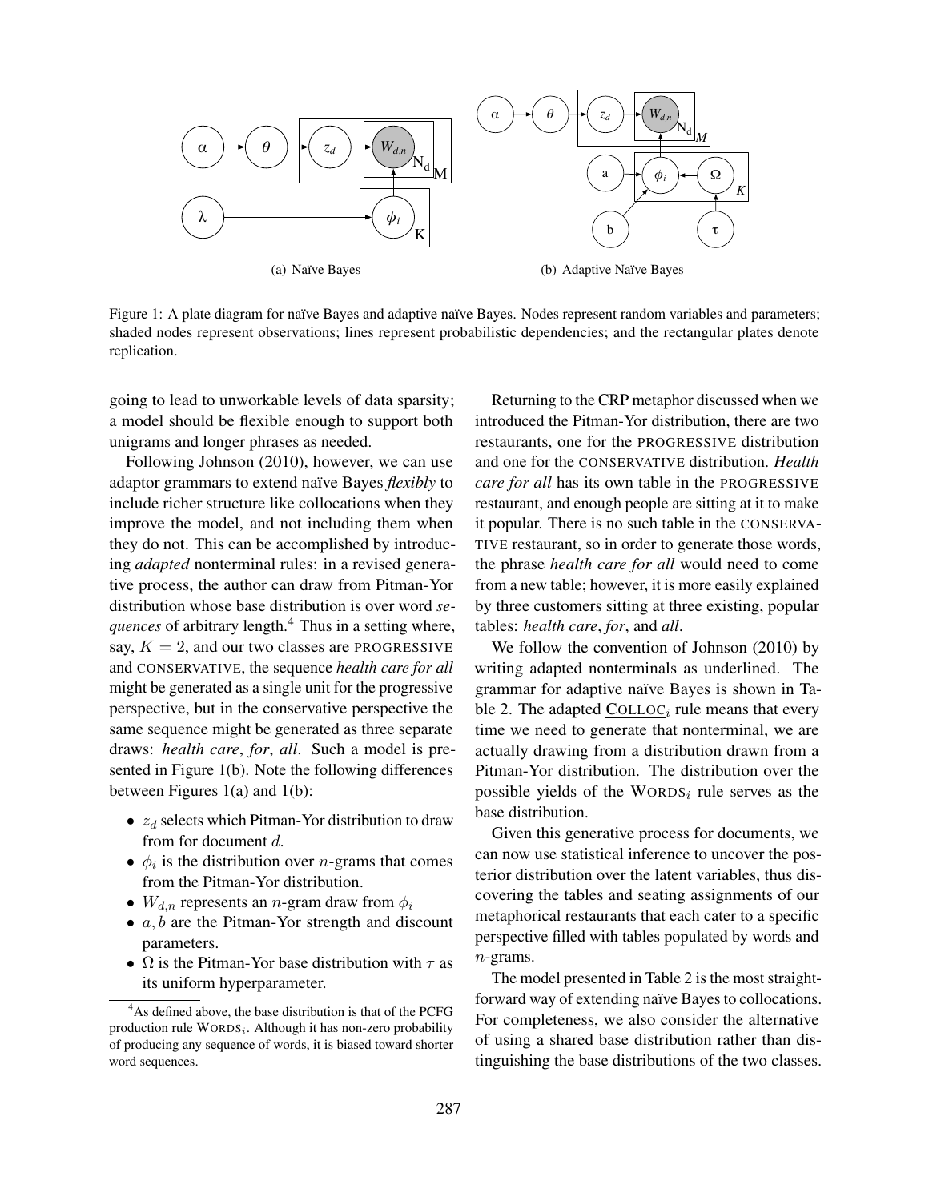(a) Naïve Bayes

(b) Adaptive Naïve Bayes

Figure 1: A plate diagram for naïve Bayes and adaptive naïve Bayes. Nodes represent random variables and parameters; shaded nodes represent observations; lines represent probabilistic dependencies; and the rectangular plates denote replication.

going to lead to unworkable levels of data sparsity; a model should be flexible enough to support both unigrams and longer phrases as needed.

Following Johnson (2010), however, we can use adaptor grammars to extend naïve Bayes *flexibly* to include richer structure like collocations when they improve the model, and not including them when they do not. This can be accomplished by introducing *adapted* nonterminal rules: in a revised generative process, the author can draw from Pitman-Yor distribution whose base distribution is over word *sequences* of arbitrary length.[4] Thus in a setting where, say, $K = 2$, and our two classes are PROGRESSIVE and CONSERVATIVE, the sequence *health care for all* might be generated as a single unit for the progressive perspective, but in the conservative perspective the same sequence might be generated as three separate draws: *health care*, *for*, *all*. Such a model is presented in Figure 1(b). Note the following differences between Figures 1(a) and 1(b):

- $z_d$ selects which Pitman-Yor distribution to draw from for document $d$.
- $\phi_i$ is the distribution over $n$-grams that comes from the Pitman-Yor distribution.
- $W_{d,n}$ represents an $n$-gram draw from $\phi_i$
- $a, b$ are the Pitman-Yor strength and discount parameters.
- $\Omega$ is the Pitman-Yor base distribution with $\tau$ as its uniform hyperparameter.

Returning to the CRP metaphor discussed when we introduced the Pitman-Yor distribution, there are two restaurants, one for the PROGRESSIVE distribution and one for the CONSERVATIVE distribution. *Health care for all* has its own table in the PROGRESSIVE restaurant, and enough people are sitting at it to make it popular. There is no such table in the CONSERVATIVE restaurant, so in order to generate those words, the phrase *health care for all* would need to come from a new table; however, it is more easily explained by three customers sitting at three existing, popular tables: *health care*, *for*, and *all*.

We follow the convention of Johnson (2010) by writing adapted nonterminals as underlined. The grammar for adaptive naïve Bayes is shown in Table 2. The adapted $\underline{\text{COLLOC}_i}$ rule means that every time we need to generate that nonterminal, we are actually drawing from a distribution drawn from a Pitman-Yor distribution. The distribution over the possible yields of the $\text{WORDS}_i$ rule serves as the base distribution.

Given this generative process for documents, we can now use statistical inference to uncover the posterior distribution over the latent variables, thus discovering the tables and seating assignments of our metaphorical restaurants that each cater to a specific perspective filled with tables populated by words and $n$-grams.

The model presented in Table 2 is the most straightforward way of extending naïve Bayes to collocations. For completeness, we also consider the alternative of using a shared base distribution rather than distinguishing the base distributions of the two classes.

[4] As defined above, the base distribution is that of the PCFG production rule $\text{WORDS}_i$. Although it has non-zero probability of producing any sequence of words, it is biased toward shorter word sequences.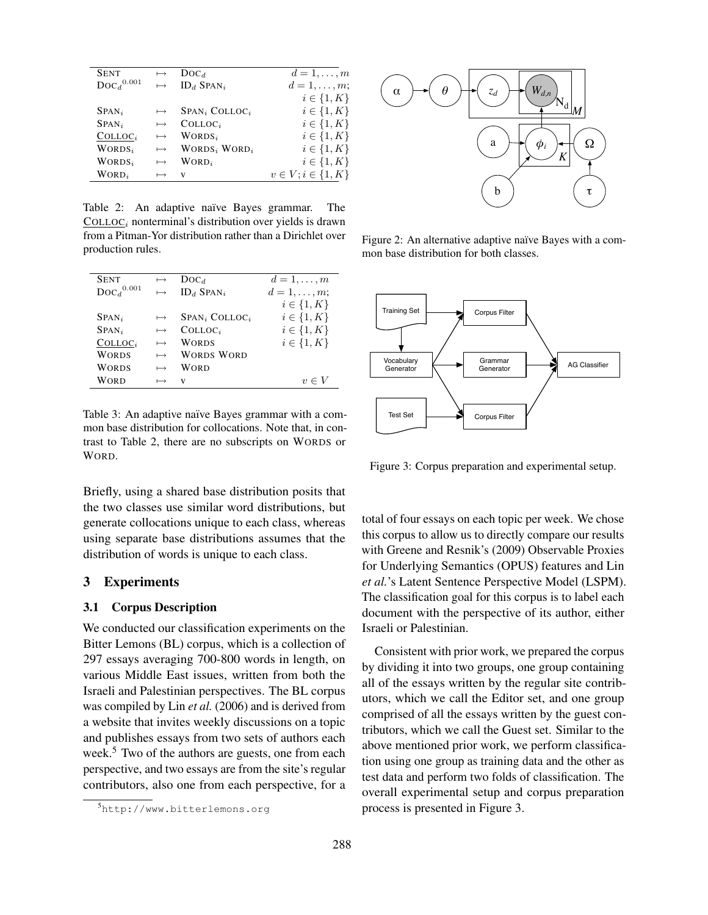| | | | |
|---|---|---|---|
| SENT | $\mapsto$ | $\text{DOC}_d$ | $d = 1, \ldots, m$ |
| $\text{DOC}_d{}^{0.001}$ | $\mapsto$ | $\text{ID}_d$ $\text{SPAN}_i$ | $d = 1, \ldots, m$; $i \in \{1, K\}$ |
| $\text{SPAN}_i$ | $\mapsto$ | $\text{SPAN}_i$ $\text{COLLOC}_i$ | $i \in \{1, K\}$ |
| $\text{SPAN}_i$ | $\mapsto$ | $\text{COLLOC}_i$ | $i \in \{1, K\}$ |
| $\underline{\text{COLLOC}_i}$ | $\mapsto$ | $\text{WORDS}_i$ | $i \in \{1, K\}$ |
| $\text{WORDS}_i$ | $\mapsto$ | $\text{WORDS}_i$ $\text{WORD}_i$ | $i \in \{1, K\}$ |
| $\text{WORDS}_i$ | $\mapsto$ | $\text{WORD}_i$ | $i \in \{1, K\}$ |
| $\text{WORD}_i$ | $\mapsto$ | v | $v \in V; i \in \{1, K\}$ |

Table 2: An adaptive naïve Bayes grammar. The $\underline{\text{COLLOC}_i}$ nonterminal's distribution over yields is drawn from a Pitman-Yor distribution rather than a Dirichlet over production rules.

| | | | |
|---|---|---|---|
| SENT | $\mapsto$ | $\text{DOC}_d$ | $d = 1, \ldots, m$ |
| $\text{DOC}_d{}^{0.001}$ | $\mapsto$ | $\text{ID}_d$ $\text{SPAN}_i$ | $d = 1, \ldots, m$; $i \in \{1, K\}$ |
| $\text{SPAN}_i$ | $\mapsto$ | $\text{SPAN}_i$ $\text{COLLOC}_i$ | $i \in \{1, K\}$ |
| $\text{SPAN}_i$ | $\mapsto$ | $\text{COLLOC}_i$ | $i \in \{1, K\}$ |
| $\underline{\text{COLLOC}_i}$ | $\mapsto$ | WORDS | $i \in \{1, K\}$ |
| WORDS | $\mapsto$ | WORDS WORD | |
| WORDS | $\mapsto$ | WORD | |
| WORD | $\mapsto$ | v | $v \in V$ |

Table 3: An adaptive naïve Bayes grammar with a common base distribution for collocations. Note that, in contrast to Table 2, there are no subscripts on WORDS or WORD.

Figure 2: An alternative adaptive naïve Bayes with a common base distribution for both classes.

Figure 3: Corpus preparation and experimental setup.

Briefly, using a shared base distribution posits that the two classes use similar word distributions, but generate collocations unique to each class, whereas using separate base distributions assumes that the distribution of words is unique to each class.

## 3 Experiments

### 3.1 Corpus Description

We conducted our classification experiments on the Bitter Lemons (BL) corpus, which is a collection of 297 essays averaging 700-800 words in length, on various Middle East issues, written from both the Israeli and Palestinian perspectives. The BL corpus was compiled by Lin *et al.* (2006) and is derived from a website that invites weekly discussions on a topic and publishes essays from two sets of authors each week.[5] Two of the authors are guests, one from each perspective, and two essays are from the site's regular contributors, also one from each perspective, for a total of four essays on each topic per week. We chose this corpus to allow us to directly compare our results with Greene and Resnik's (2009) Observable Proxies for Underlying Semantics (OPUS) features and Lin *et al.*'s Latent Sentence Perspective Model (LSPM). The classification goal for this corpus is to label each document with the perspective of its author, either Israeli or Palestinian.

Consistent with prior work, we prepared the corpus by dividing it into two groups, one group containing all of the essays written by the regular site contributors, which we call the Editor set, and one group comprised of all the essays written by the guest contributors, which we call the Guest set. Similar to the above mentioned prior work, we perform classification using one group as training data and the other as test data and perform two folds of classification. The overall experimental setup and corpus preparation process is presented in Figure 3.

[5] http://www.bitterlemons.org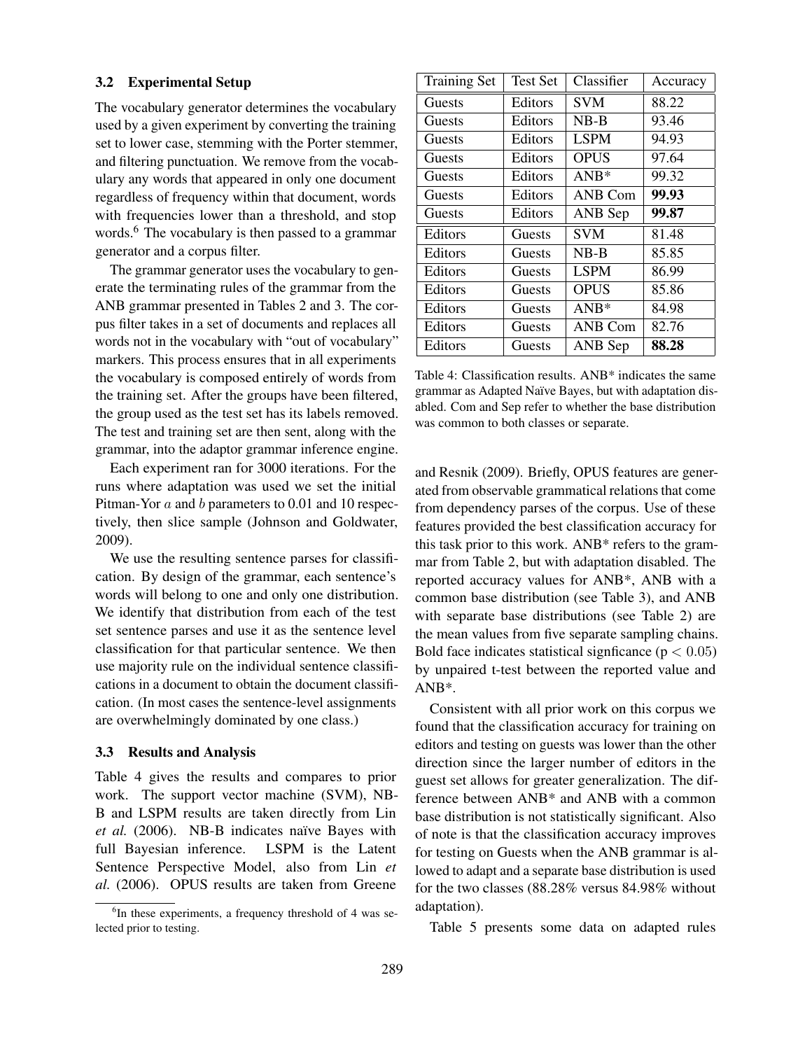### 3.2 Experimental Setup

The vocabulary generator determines the vocabulary used by a given experiment by converting the training set to lower case, stemming with the Porter stemmer, and filtering punctuation. We remove from the vocabulary any words that appeared in only one document regardless of frequency within that document, words with frequencies lower than a threshold, and stop words.[6] The vocabulary is then passed to a grammar generator and a corpus filter.

The grammar generator uses the vocabulary to generate the terminating rules of the grammar from the ANB grammar presented in Tables 2 and 3. The corpus filter takes in a set of documents and replaces all words not in the vocabulary with "out of vocabulary" markers. This process ensures that in all experiments the vocabulary is composed entirely of words from the training set. After the groups have been filtered, the group used as the test set has its labels removed. The test and training set are then sent, along with the grammar, into the adaptor grammar inference engine.

Each experiment ran for 3000 iterations. For the runs where adaptation was used we set the initial Pitman-Yor $a$ and $b$ parameters to 0.01 and 10 respectively, then slice sample (Johnson and Goldwater, 2009).

We use the resulting sentence parses for classification. By design of the grammar, each sentence's words will belong to one and only one distribution. We identify that distribution from each of the test set sentence parses and use it as the sentence level classification for that particular sentence. We then use majority rule on the individual sentence classifications in a document to obtain the document classification. (In most cases the sentence-level assignments are overwhelmingly dominated by one class.)

### 3.3 Results and Analysis

Table 4 gives the results and compares to prior work. The support vector machine (SVM), NB-B and LSPM results are taken directly from Lin *et al.* (2006). NB-B indicates naïve Bayes with full Bayesian inference. LSPM is the Latent Sentence Perspective Model, also from Lin *et al.* (2006). OPUS results are taken from Greene and Resnik (2009). Briefly, OPUS features are generated from observable grammatical relations that come from dependency parses of the corpus. Use of these features provided the best classification accuracy for this task prior to this work. ANB* refers to the grammar from Table 2, but with adaptation disabled. The reported accuracy values for ANB*, ANB with a common base distribution (see Table 3), and ANB with separate base distributions (see Table 2) are the mean values from five separate sampling chains. Bold face indicates statistical signficance ($p < 0.05$) by unpaired t-test between the reported value and ANB*.

| Training Set | Test Set | Classifier | Accuracy |
|---|---|---|---|
| Guests | Editors | SVM | 88.22 |
| Guests | Editors | NB-B | 93.46 |
| Guests | Editors | LSPM | 94.93 |
| Guests | Editors | OPUS | 97.64 |
| Guests | Editors | ANB* | 99.32 |
| Guests | Editors | ANB Com | **99.93** |
| Guests | Editors | ANB Sep | **99.87** |
| Editors | Guests | SVM | 81.48 |
| Editors | Guests | NB-B | 85.85 |
| Editors | Guests | LSPM | 86.99 |
| Editors | Guests | OPUS | 85.86 |
| Editors | Guests | ANB* | 84.98 |
| Editors | Guests | ANB Com | 82.76 |
| Editors | Guests | ANB Sep | **88.28** |

Table 4: Classification results. ANB* indicates the same grammar as Adapted Naïve Bayes, but with adaptation disabled. Com and Sep refer to whether the base distribution was common to both classes or separate.

Consistent with all prior work on this corpus we found that the classification accuracy for training on editors and testing on guests was lower than the other direction since the larger number of editors in the guest set allows for greater generalization. The difference between ANB* and ANB with a common base distribution is not statistically significant. Also of note is that the classification accuracy improves for testing on Guests when the ANB grammar is allowed to adapt and a separate base distribution is used for the two classes (88.28% versus 84.98% without adaptation).

Table 5 presents some data on adapted rules

[6] In these experiments, a frequency threshold of 4 was selected prior to testing.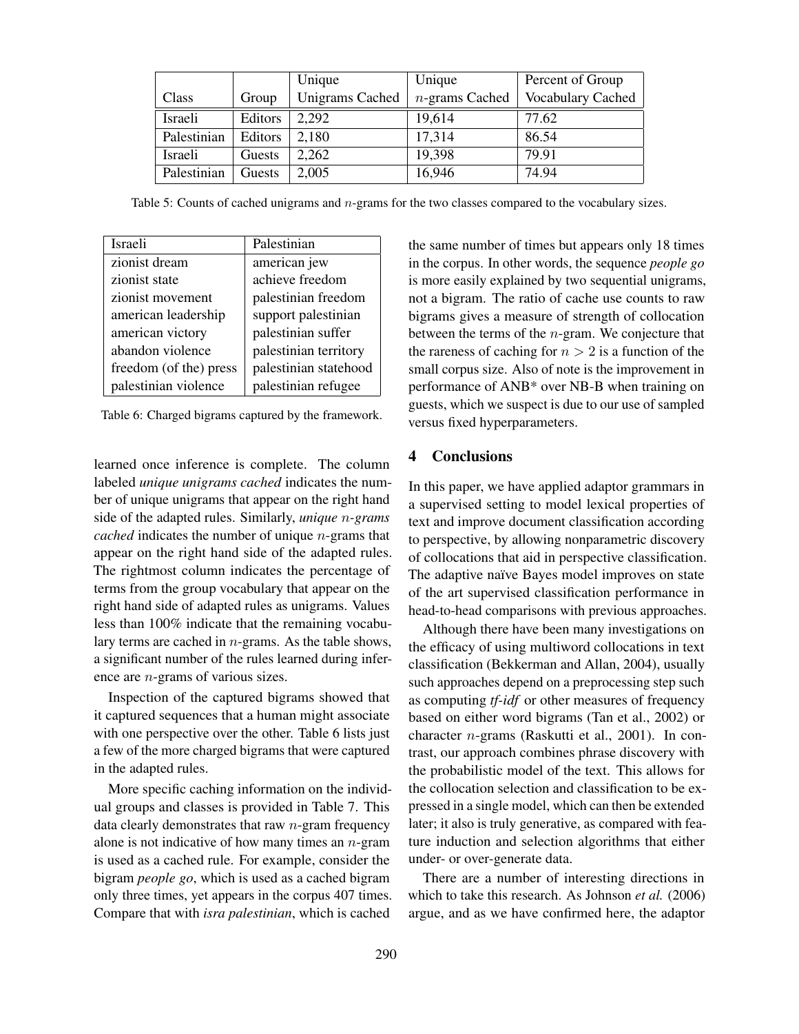| Class | Group | Unique Unigrams Cached | Unique $n$-grams Cached | Percent of Group Vocabulary Cached |
|---|---|---|---|---|
| Israeli | Editors | 2,292 | 19,614 | 77.62 |
| Palestinian | Editors | 2,180 | 17,314 | 86.54 |
| Israeli | Guests | 2,262 | 19,398 | 79.91 |
| Palestinian | Guests | 2,005 | 16,946 | 74.94 |

Table 5: Counts of cached unigrams and $n$-grams for the two classes compared to the vocabulary sizes.

| Israeli | Palestinian |
|---|---|
| zionist dream | american jew |
| zionist state | achieve freedom |
| zionist movement | palestinian freedom |
| american leadership | support palestinian |
| american victory | palestinian suffer |
| abandon violence | palestinian territory |
| freedom (of the) press | palestinian statehood |
| palestinian violence | palestinian refugee |

Table 6: Charged bigrams captured by the framework.

learned once inference is complete. The column labeled *unique unigrams cached* indicates the number of unique unigrams that appear on the right hand side of the adapted rules. Similarly, *unique $n$-grams cached* indicates the number of unique $n$-grams that appear on the right hand side of the adapted rules. The rightmost column indicates the percentage of terms from the group vocabulary that appear on the right hand side of adapted rules as unigrams. Values less than 100% indicate that the remaining vocabulary terms are cached in $n$-grams. As the table shows, a significant number of the rules learned during inference are $n$-grams of various sizes.

Inspection of the captured bigrams showed that it captured sequences that a human might associate with one perspective over the other. Table 6 lists just a few of the more charged bigrams that were captured in the adapted rules.

More specific caching information on the individual groups and classes is provided in Table 7. This data clearly demonstrates that raw $n$-gram frequency alone is not indicative of how many times an $n$-gram is used as a cached rule. For example, consider the bigram *people go*, which is used as a cached bigram only three times, yet appears in the corpus 407 times. Compare that with *isra palestinian*, which is cached the same number of times but appears only 18 times in the corpus. In other words, the sequence *people go* is more easily explained by two sequential unigrams, not a bigram. The ratio of cache use counts to raw bigrams gives a measure of strength of collocation between the terms of the $n$-gram. We conjecture that the rareness of caching for $n > 2$ is a function of the small corpus size. Also of note is the improvement in performance of ANB* over NB-B when training on guests, which we suspect is due to our use of sampled versus fixed hyperparameters.

## 4 Conclusions

In this paper, we have applied adaptor grammars in a supervised setting to model lexical properties of text and improve document classification according to perspective, by allowing nonparametric discovery of collocations that aid in perspective classification. The adaptive naïve Bayes model improves on state of the art supervised classification performance in head-to-head comparisons with previous approaches.

Although there have been many investigations on the efficacy of using multiword collocations in text classification (Bekkerman and Allan, 2004), usually such approaches depend on a preprocessing step such as computing *tf-idf* or other measures of frequency based on either word bigrams (Tan et al., 2002) or character $n$-grams (Raskutti et al., 2001). In contrast, our approach combines phrase discovery with the probabilistic model of the text. This allows for the collocation selection and classification to be expressed in a single model, which can then be extended later; it also is truly generative, as compared with feature induction and selection algorithms that either under- or over-generate data.

There are a number of interesting directions in which to take this research. As Johnson *et al.* (2006) argue, and as we have confirmed here, the adaptor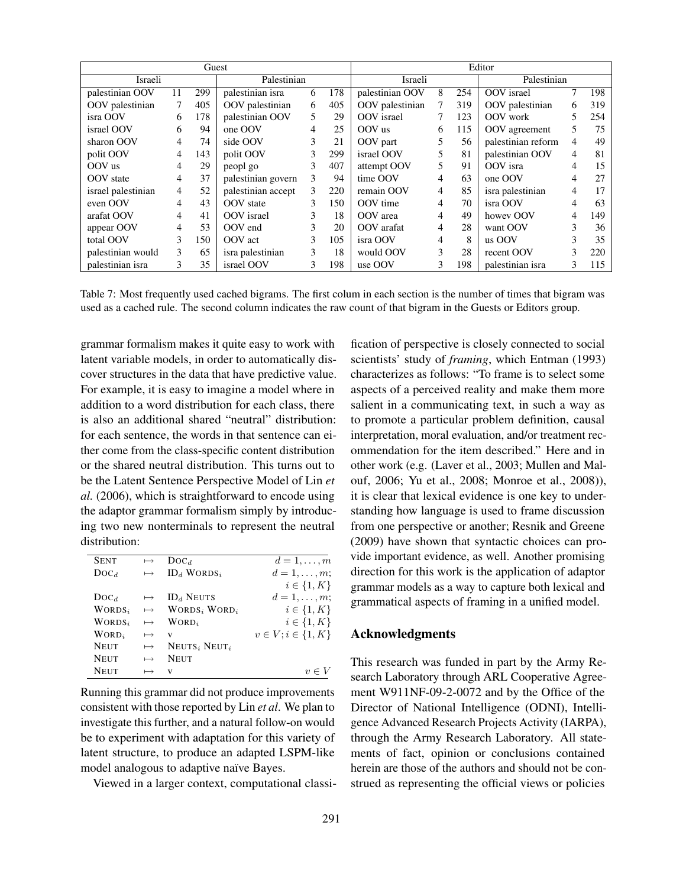| Guest | | | | | | Editor | | | | | |
|---|---|---|---|---|---|---|---|---|---|---|---|
| Israeli | | | Palestinian | | | Israeli | | | Palestinian | | |
| palestinian OOV | 11 | 299 | palestinian isra | 6 | 178 | palestinian OOV | 8 | 254 | OOV israel | 7 | 198 |
| OOV palestinian | 7 | 405 | OOV palestinian | 6 | 405 | OOV palestinian | 7 | 319 | OOV palestinian | 6 | 319 |
| isra OOV | 6 | 178 | palestinian OOV | 5 | 29 | OOV israel | 7 | 123 | OOV work | 5 | 254 |
| israel OOV | 6 | 94 | one OOV | 4 | 25 | OOV us | 6 | 115 | OOV agreement | 5 | 75 |
| sharon OOV | 4 | 74 | side OOV | 3 | 21 | OOV part | 5 | 56 | palestinian reform | 4 | 49 |
| polit OOV | 4 | 143 | polit OOV | 3 | 299 | israel OOV | 5 | 81 | palestinian OOV | 4 | 81 |
| OOV us | 4 | 29 | peopl go | 3 | 407 | attempt OOV | 5 | 91 | OOV isra | 4 | 15 |
| OOV state | 4 | 37 | palestinian govern | 3 | 94 | time OOV | 4 | 63 | one OOV | 4 | 27 |
| israel palestinian | 4 | 52 | palestinian accept | 3 | 220 | remain OOV | 4 | 85 | isra palestinian | 4 | 17 |
| even OOV | 4 | 43 | OOV state | 3 | 150 | OOV time | 4 | 70 | isra OOV | 4 | 63 |
| arafat OOV | 4 | 41 | OOV israel | 3 | 18 | OOV area | 4 | 49 | howev OOV | 4 | 149 |
| appear OOV | 4 | 53 | OOV end | 3 | 20 | OOV arafat | 4 | 28 | want OOV | 3 | 36 |
| total OOV | 3 | 150 | OOV act | 3 | 105 | isra OOV | 4 | 8 | us OOV | 3 | 35 |
| palestinian would | 3 | 65 | isra palestinian | 3 | 18 | would OOV | 3 | 28 | recent OOV | 3 | 220 |
| palestinian isra | 3 | 35 | israel OOV | 3 | 198 | use OOV | 3 | 198 | palestinian isra | 3 | 115 |

Table 7: Most frequently used cached bigrams. The first colum in each section is the number of times that bigram was used as a cached rule. The second column indicates the raw count of that bigram in the Guests or Editors group.

grammar formalism makes it quite easy to work with latent variable models, in order to automatically discover structures in the data that have predictive value. For example, it is easy to imagine a model where in addition to a word distribution for each class, there is also an additional shared "neutral" distribution: for each sentence, the words in that sentence can either come from the class-specific content distribution or the shared neutral distribution. This turns out to be the Latent Sentence Perspective Model of Lin *et al.* (2006), which is straightforward to encode using the adaptor grammar formalism simply by introducing two new nonterminals to represent the neutral distribution:

| | | | |
|---|---|---|---|
| SENT | $\mapsto$ | $\text{DOC}_d$ | $d = 1, \ldots, m$ |
| $\text{DOC}_d$ | $\mapsto$ | $\text{ID}_d$ $\text{WORDS}_i$ | $d = 1, \ldots, m$; $i \in \{1, K\}$ |
| $\text{DOC}_d$ | $\mapsto$ | $\text{ID}_d$ NEUTS | $d = 1, \ldots, m$; |
| $\text{WORDS}_i$ | $\mapsto$ | $\text{WORDS}_i$ $\text{WORD}_i$ | $i \in \{1, K\}$ |
| $\text{WORDS}_i$ | $\mapsto$ | $\text{WORD}_i$ | $i \in \{1, K\}$ |
| $\text{WORD}_i$ | $\mapsto$ | v | $v \in V; i \in \{1, K\}$ |
| NEUT | $\mapsto$ | $\text{NEUTS}_i$ $\text{NEUT}_i$ | |
| NEUT | $\mapsto$ | NEUT | |
| NEUT | $\mapsto$ | v | $v \in V$ |

Running this grammar did not produce improvements consistent with those reported by Lin *et al*. We plan to investigate this further, and a natural follow-on would be to experiment with adaptation for this variety of latent structure, to produce an adapted LSPM-like model analogous to adaptive naïve Bayes.

Viewed in a larger context, computational classification of perspective is closely connected to social scientists' study of *framing*, which Entman (1993) characterizes as follows: "To frame is to select some aspects of a perceived reality and make them more salient in a communicating text, in such a way as to promote a particular problem definition, causal interpretation, moral evaluation, and/or treatment recommendation for the item described." Here and in other work (e.g. (Laver et al., 2003; Mullen and Malouf, 2006; Yu et al., 2008; Monroe et al., 2008)), it is clear that lexical evidence is one key to understanding how language is used to frame discussion from one perspective or another; Resnik and Greene (2009) have shown that syntactic choices can provide important evidence, as well. Another promising direction for this work is the application of adaptor grammar models as a way to capture both lexical and grammatical aspects of framing in a unified model.

## Acknowledgments

This research was funded in part by the Army Research Laboratory through ARL Cooperative Agreement W911NF-09-2-0072 and by the Office of the Director of National Intelligence (ODNI), Intelligence Advanced Research Projects Activity (IARPA), through the Army Research Laboratory. All statements of fact, opinion or conclusions contained herein are those of the authors and should not be construed as representing the official views or policies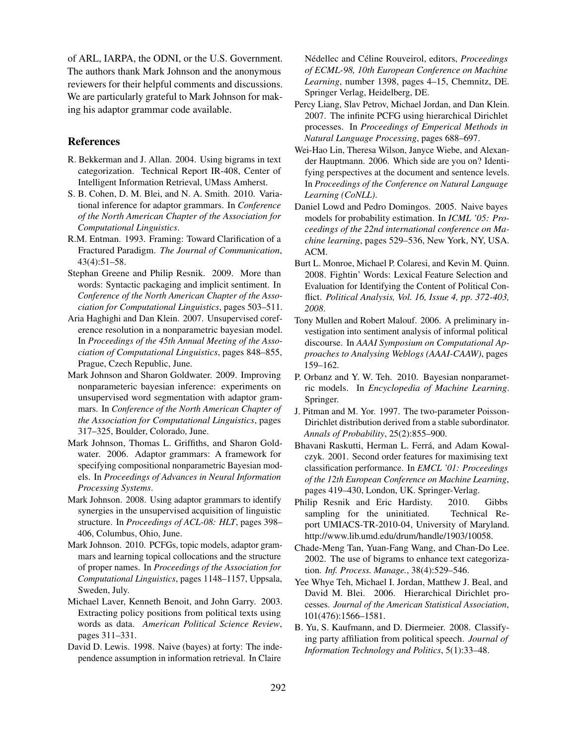of ARL, IARPA, the ODNI, or the U.S. Government. The authors thank Mark Johnson and the anonymous reviewers for their helpful comments and discussions. We are particularly grateful to Mark Johnson for making his adaptor grammar code available.

## References

R. Bekkerman and J. Allan. 2004. Using bigrams in text categorization. Technical Report IR-408, Center of Intelligent Information Retrieval, UMass Amherst.

S. B. Cohen, D. M. Blei, and N. A. Smith. 2010. Variational inference for adaptor grammars. In *Conference of the North American Chapter of the Association for Computational Linguistics*.

R.M. Entman. 1993. Framing: Toward Clarification of a Fractured Paradigm. *The Journal of Communication*, 43(4):51–58.

Stephan Greene and Philip Resnik. 2009. More than words: Syntactic packaging and implicit sentiment. In *Conference of the North American Chapter of the Association for Computational Linguistics*, pages 503–511.

Aria Haghighi and Dan Klein. 2007. Unsupervised coreference resolution in a nonparametric bayesian model. In *Proceedings of the 45th Annual Meeting of the Association of Computational Linguistics*, pages 848–855, Prague, Czech Republic, June.

Mark Johnson and Sharon Goldwater. 2009. Improving nonparameteric bayesian inference: experiments on unsupervised word segmentation with adaptor grammars. In *Conference of the North American Chapter of the Association for Computational Linguistics*, pages 317–325, Boulder, Colorado, June.

Mark Johnson, Thomas L. Griffiths, and Sharon Goldwater. 2006. Adaptor grammars: A framework for specifying compositional nonparametric Bayesian models. In *Proceedings of Advances in Neural Information Processing Systems*.

Mark Johnson. 2008. Using adaptor grammars to identify synergies in the unsupervised acquisition of linguistic structure. In *Proceedings of ACL-08: HLT*, pages 398–406, Columbus, Ohio, June.

Mark Johnson. 2010. PCFGs, topic models, adaptor grammars and learning topical collocations and the structure of proper names. In *Proceedings of the Association for Computational Linguistics*, pages 1148–1157, Uppsala, Sweden, July.

Michael Laver, Kenneth Benoit, and John Garry. 2003. Extracting policy positions from political texts using words as data. *American Political Science Review*, pages 311–331.

David D. Lewis. 1998. Naive (bayes) at forty: The independence assumption in information retrieval. In Claire Nédellec and Céline Rouveirol, editors, *Proceedings of ECML-98, 10th European Conference on Machine Learning*, number 1398, pages 4–15, Chemnitz, DE. Springer Verlag, Heidelberg, DE.

Percy Liang, Slav Petrov, Michael Jordan, and Dan Klein. 2007. The infinite PCFG using hierarchical Dirichlet processes. In *Proceedings of Emperical Methods in Natural Language Processing*, pages 688–697.

Wei-Hao Lin, Theresa Wilson, Janyce Wiebe, and Alexander Hauptmann. 2006. Which side are you on? Identifying perspectives at the document and sentence levels. In *Proceedings of the Conference on Natural Language Learning (CoNLL)*.

Daniel Lowd and Pedro Domingos. 2005. Naive bayes models for probability estimation. In *ICML '05: Proceedings of the 22nd international conference on Machine learning*, pages 529–536, New York, NY, USA. ACM.

Burt L. Monroe, Michael P. Colaresi, and Kevin M. Quinn. 2008. Fightin' Words: Lexical Feature Selection and Evaluation for Identifying the Content of Political Conflict. *Political Analysis, Vol. 16, Issue 4, pp. 372-403, 2008*.

Tony Mullen and Robert Malouf. 2006. A preliminary investigation into sentiment analysis of informal political discourse. In *AAAI Symposium on Computational Approaches to Analysing Weblogs (AAAI-CAAW)*, pages 159–162.

P. Orbanz and Y. W. Teh. 2010. Bayesian nonparametric models. In *Encyclopedia of Machine Learning*. Springer.

J. Pitman and M. Yor. 1997. The two-parameter Poisson-Dirichlet distribution derived from a stable subordinator. *Annals of Probability*, 25(2):855–900.

Bhavani Raskutti, Herman L. Ferrá, and Adam Kowalczyk. 2001. Second order features for maximising text classification performance. In *EMCL '01: Proceedings of the 12th European Conference on Machine Learning*, pages 419–430, London, UK. Springer-Verlag.

Philip Resnik and Eric Hardisty. 2010. Gibbs sampling for the uninitiated. Technical Report UMIACS-TR-2010-04, University of Maryland. http://www.lib.umd.edu/drum/handle/1903/10058.

Chade-Meng Tan, Yuan-Fang Wang, and Chan-Do Lee. 2002. The use of bigrams to enhance text categorization. *Inf. Process. Manage.*, 38(4):529–546.

Yee Whye Teh, Michael I. Jordan, Matthew J. Beal, and David M. Blei. 2006. Hierarchical Dirichlet processes. *Journal of the American Statistical Association*, 101(476):1566–1581.

B. Yu, S. Kaufmann, and D. Diermeier. 2008. Classifying party affiliation from political speech. *Journal of Information Technology and Politics*, 5(1):33–48.